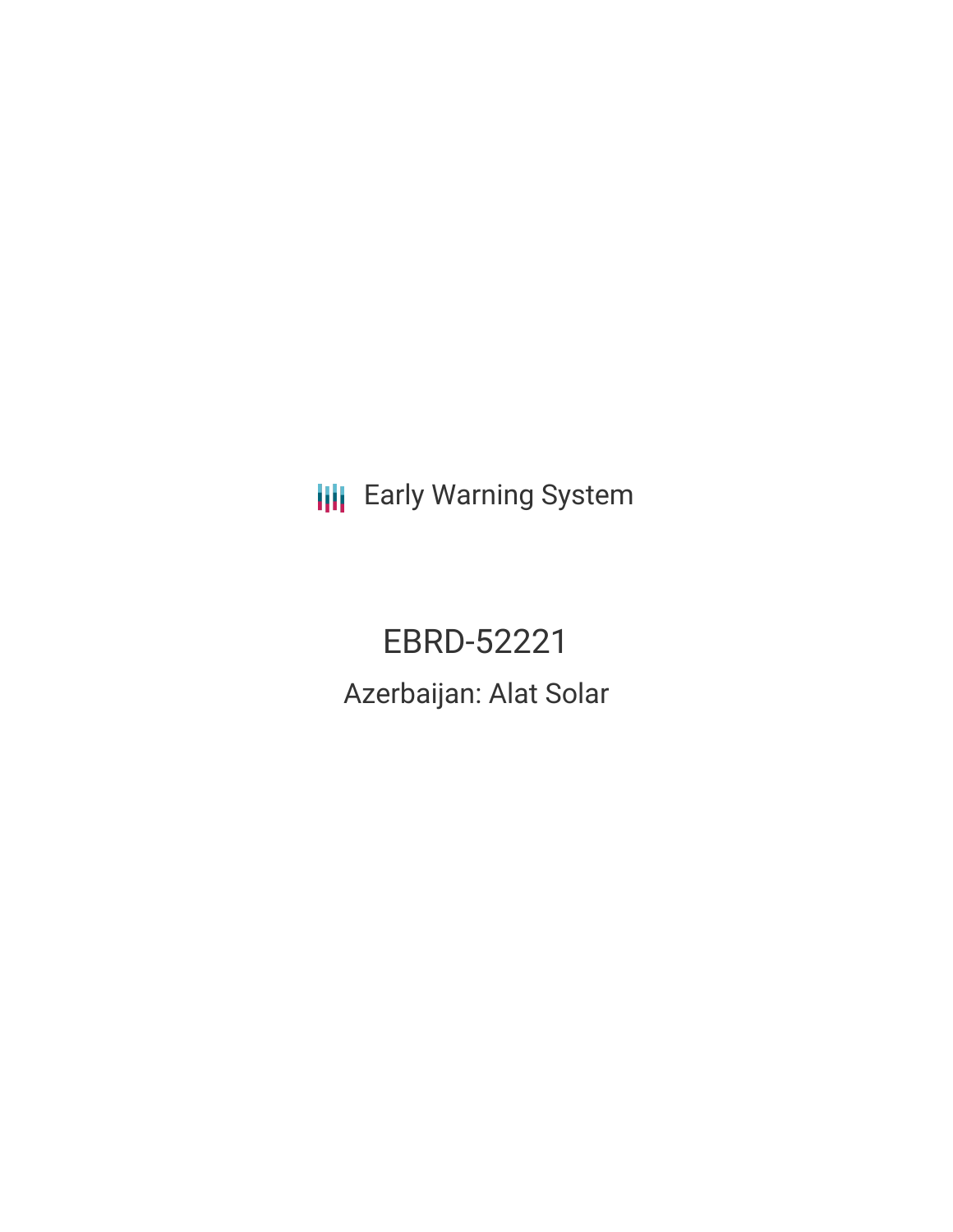Early Warning System

# EBRD-52221

## Azerbaijan: Alat Solar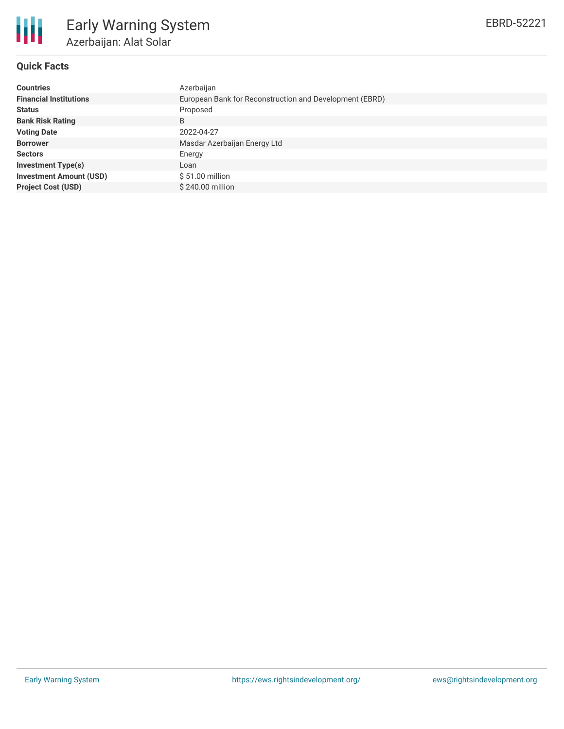# Early Warning System

## Azerbaijan: Alat Solar

EBRD-52221

### Quick Facts

| | |
|---|---|
| **Countries** | Azerbaijan |
| **Financial Institutions** | European Bank for Reconstruction and Development (EBRD) |
| **Status** | Proposed |
| **Bank Risk Rating** | B |
| **Voting Date** | 2022-04-27 |
| **Borrower** | Masdar Azerbaijan Energy Ltd |
| **Sectors** | Energy |
| **Investment Type(s)** | Loan |
| **Investment Amount (USD)** | $ 51.00 million |
| **Project Cost (USD)** | $ 240.00 million |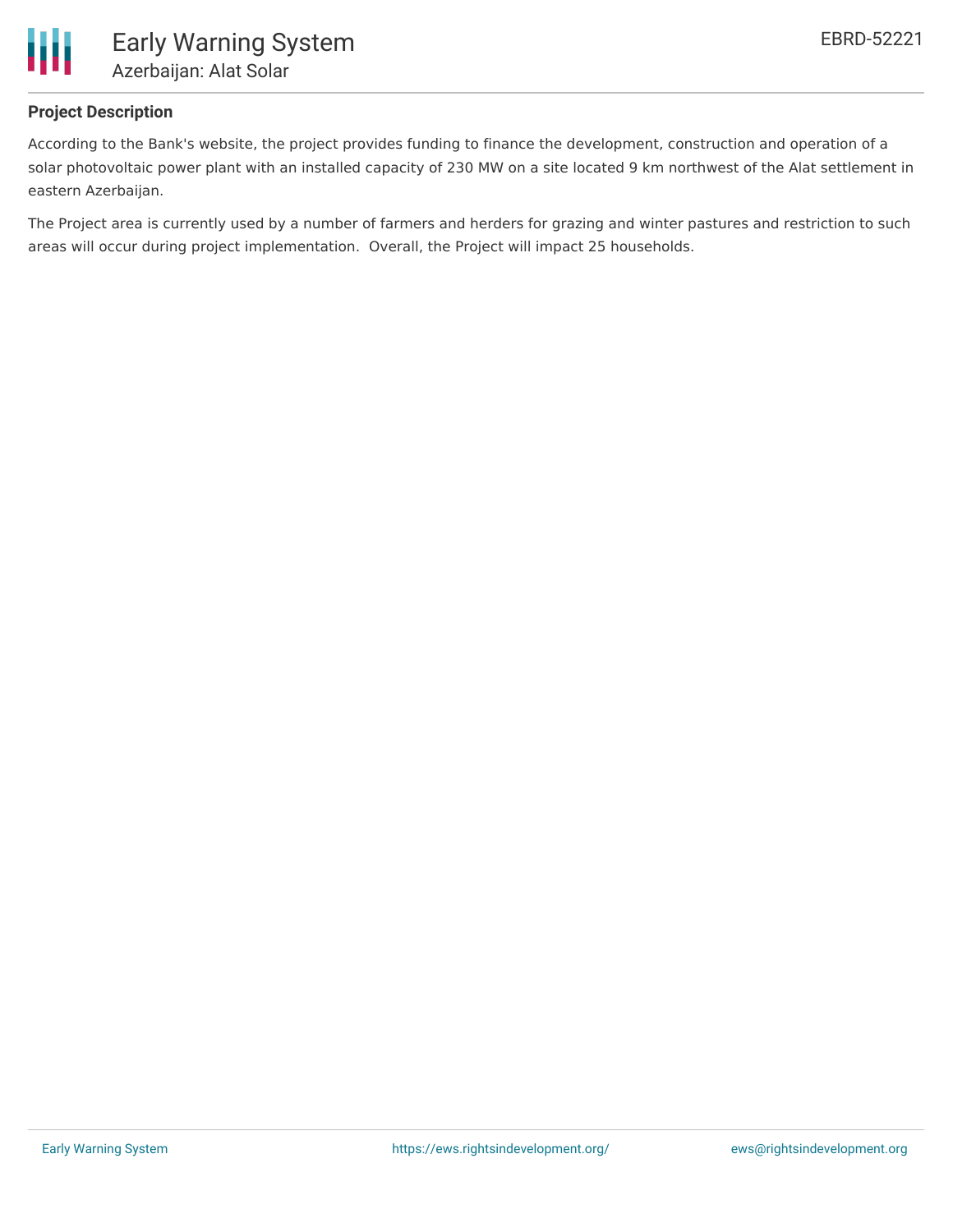## Project Description

According to the Bank's website, the project provides funding to finance the development, construction and operation of a solar photovoltaic power plant with an installed capacity of 230 MW on a site located 9 km northwest of the Alat settlement in eastern Azerbaijan.

The Project area is currently used by a number of farmers and herders for grazing and winter pastures and restriction to such areas will occur during project implementation. Overall, the Project will impact 25 households.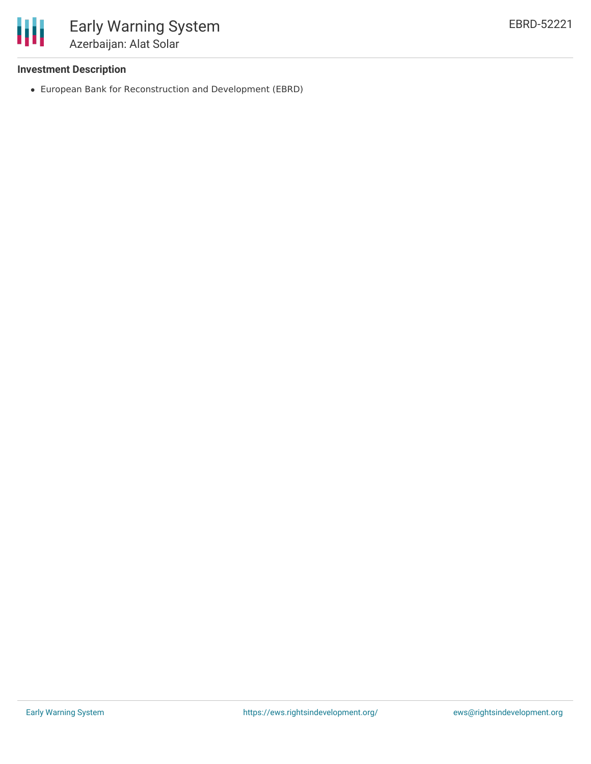### Investment Description

- European Bank for Reconstruction and Development (EBRD)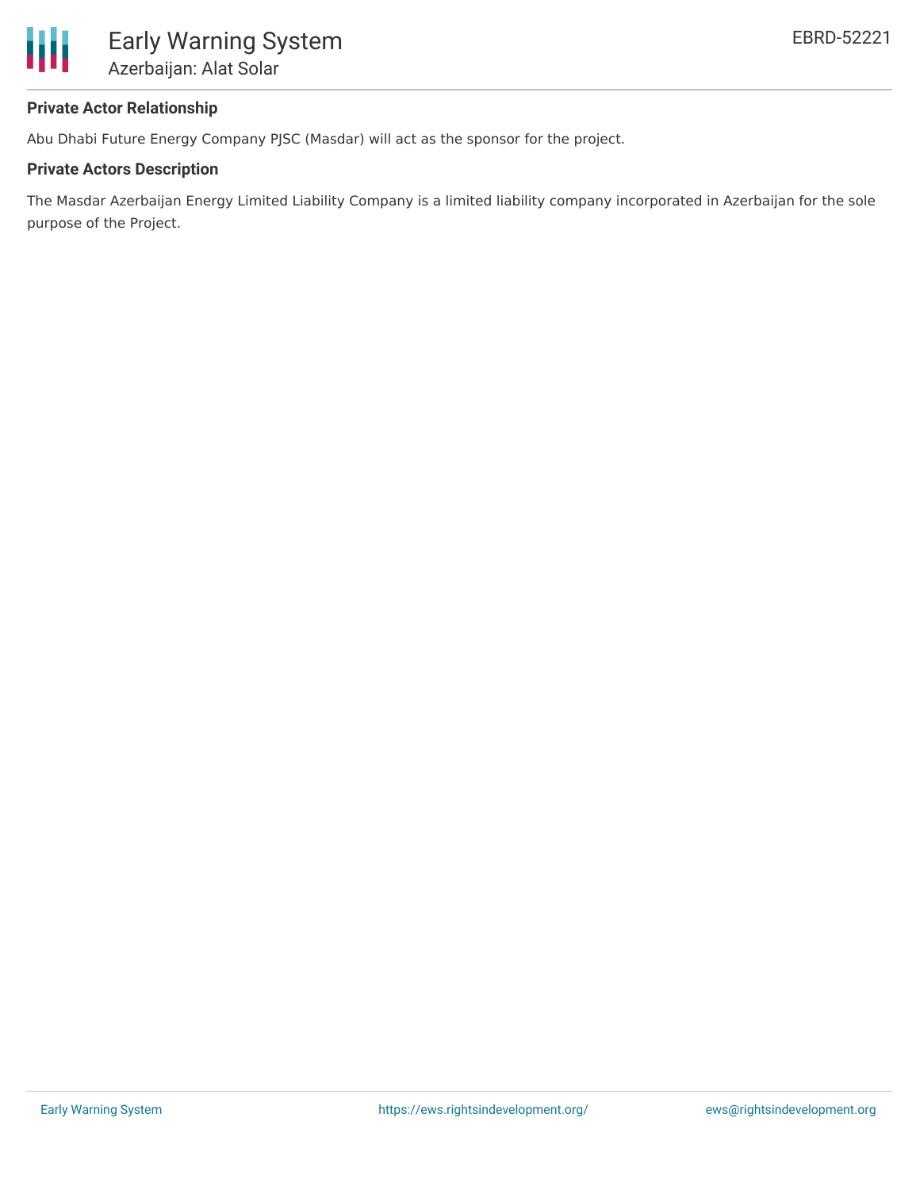### Private Actor Relationship

Abu Dhabi Future Energy Company PJSC (Masdar) will act as the sponsor for the project.

### Private Actors Description

The Masdar Azerbaijan Energy Limited Liability Company is a limited liability company incorporated in Azerbaijan for the sole purpose of the Project.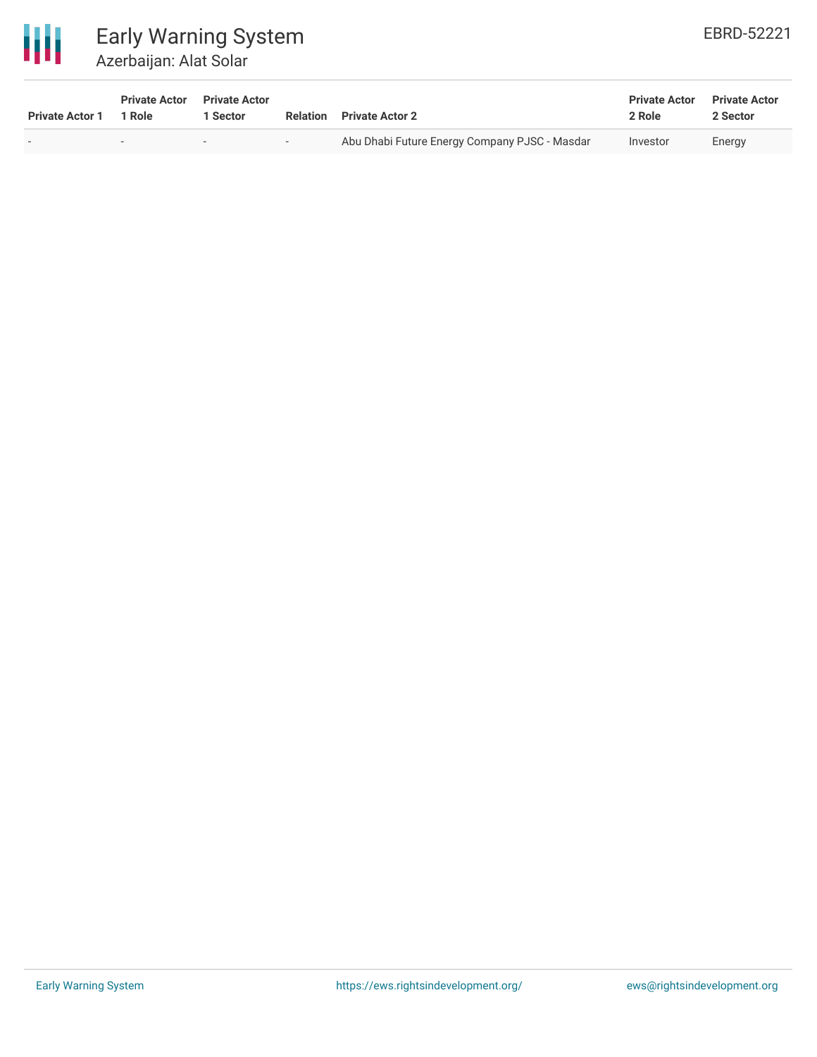| Private Actor 1 | Private Actor 1 Role | Private Actor 1 Sector | Relation | Private Actor 2 | Private Actor 2 Role | Private Actor 2 Sector |
|---|---|---|---|---|---|---|
| - | - | - | - | Abu Dhabi Future Energy Company PJSC - Masdar | Investor | Energy |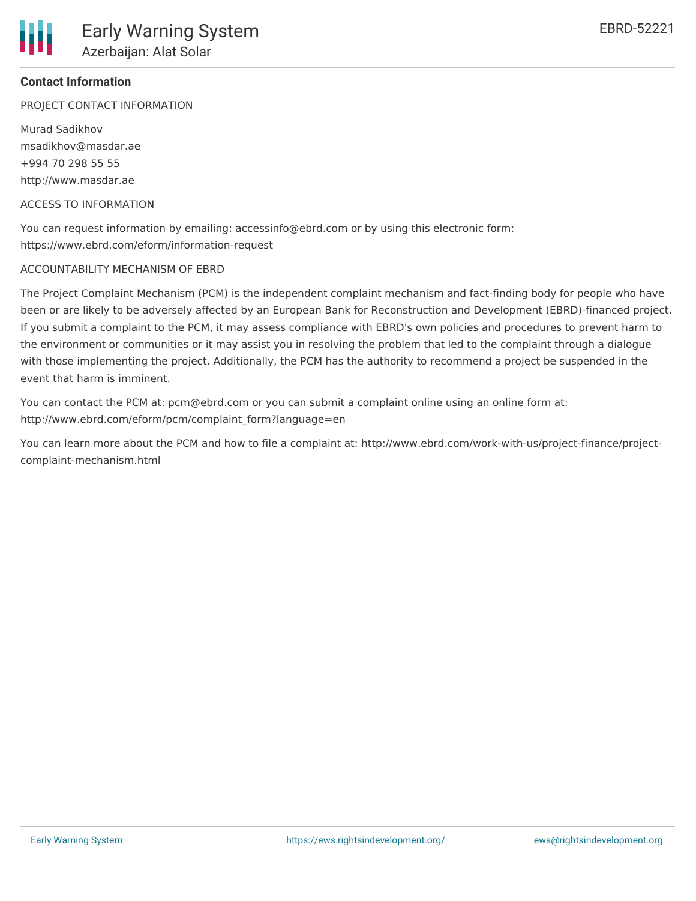## Contact Information

PROJECT CONTACT INFORMATION

Murad Sadikhov
msadikhov@masdar.ae
+994 70 298 55 55
http://www.masdar.ae

ACCESS TO INFORMATION

You can request information by emailing: accessinfo@ebrd.com or by using this electronic form: https://www.ebrd.com/eform/information-request

ACCOUNTABILITY MECHANISM OF EBRD

The Project Complaint Mechanism (PCM) is the independent complaint mechanism and fact-finding body for people who have been or are likely to be adversely affected by an European Bank for Reconstruction and Development (EBRD)-financed project. If you submit a complaint to the PCM, it may assess compliance with EBRD's own policies and procedures to prevent harm to the environment or communities or it may assist you in resolving the problem that led to the complaint through a dialogue with those implementing the project. Additionally, the PCM has the authority to recommend a project be suspended in the event that harm is imminent.

You can contact the PCM at: pcm@ebrd.com or you can submit a complaint online using an online form at: http://www.ebrd.com/eform/pcm/complaint_form?language=en

You can learn more about the PCM and how to file a complaint at: http://www.ebrd.com/work-with-us/project-finance/project-complaint-mechanism.html